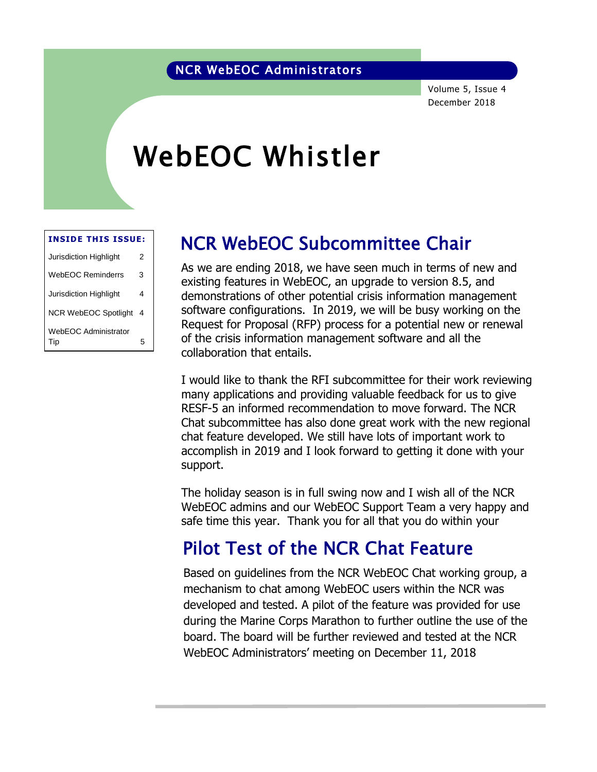NCR WebEOC Administrators

Volume 5, Issue 4
December 2018

# WebEOC Whistler

**INSIDE THIS ISSUE:**

| | |
|---|---|
| Jurisdiction Highlight | 2 |
| WebEOC Reminderrs | 3 |
| Jurisdiction Highlight | 4 |
| NCR WebEOC Spotlight | 4 |
| WebEOC Administrator Tip | 5 |

## NCR WebEOC Subcommittee Chair

As we are ending 2018, we have seen much in terms of new and existing features in WebEOC, an upgrade to version 8.5, and demonstrations of other potential crisis information management software configurations. In 2019, we will be busy working on the Request for Proposal (RFP) process for a potential new or renewal of the crisis information management software and all the collaboration that entails.

I would like to thank the RFI subcommittee for their work reviewing many applications and providing valuable feedback for us to give RESF-5 an informed recommendation to move forward. The NCR Chat subcommittee has also done great work with the new regional chat feature developed. We still have lots of important work to accomplish in 2019 and I look forward to getting it done with your support.

The holiday season is in full swing now and I wish all of the NCR WebEOC admins and our WebEOC Support Team a very happy and safe time this year. Thank you for all that you do within your

## Pilot Test of the NCR Chat Feature

Based on guidelines from the NCR WebEOC Chat working group, a mechanism to chat among WebEOC users within the NCR was developed and tested. A pilot of the feature was provided for use during the Marine Corps Marathon to further outline the use of the board. The board will be further reviewed and tested at the NCR WebEOC Administrators' meeting on December 11, 2018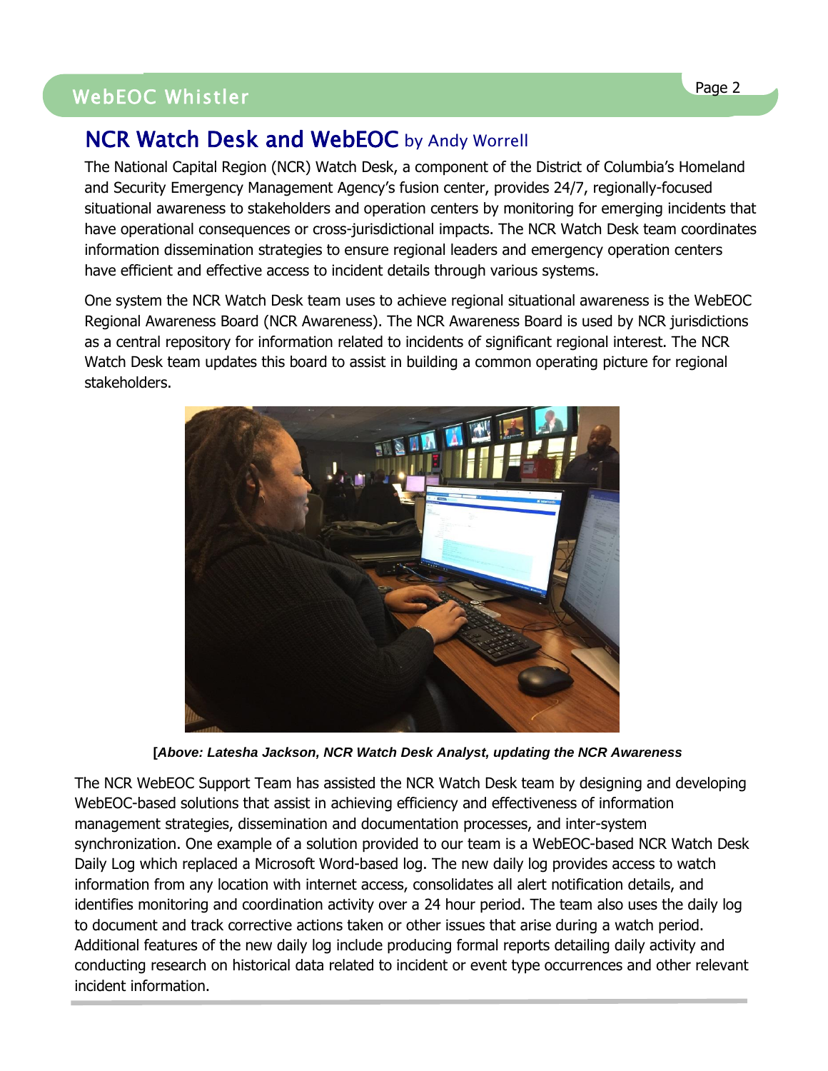## NCR Watch Desk and WebEOC by Andy Worrell

The National Capital Region (NCR) Watch Desk, a component of the District of Columbia's Homeland and Security Emergency Management Agency's fusion center, provides 24/7, regionally-focused situational awareness to stakeholders and operation centers by monitoring for emerging incidents that have operational consequences or cross-jurisdictional impacts. The NCR Watch Desk team coordinates information dissemination strategies to ensure regional leaders and emergency operation centers have efficient and effective access to incident details through various systems.

One system the NCR Watch Desk team uses to achieve regional situational awareness is the WebEOC Regional Awareness Board (NCR Awareness). The NCR Awareness Board is used by NCR jurisdictions as a central repository for information related to incidents of significant regional interest. The NCR Watch Desk team updates this board to assist in building a common operating picture for regional stakeholders.

**[*Above: Latesha Jackson, NCR Watch Desk Analyst, updating the NCR Awareness***

The NCR WebEOC Support Team has assisted the NCR Watch Desk team by designing and developing WebEOC-based solutions that assist in achieving efficiency and effectiveness of information management strategies, dissemination and documentation processes, and inter-system synchronization. One example of a solution provided to our team is a WebEOC-based NCR Watch Desk Daily Log which replaced a Microsoft Word-based log. The new daily log provides access to watch information from any location with internet access, consolidates all alert notification details, and identifies monitoring and coordination activity over a 24 hour period. The team also uses the daily log to document and track corrective actions taken or other issues that arise during a watch period. Additional features of the new daily log include producing formal reports detailing daily activity and conducting research on historical data related to incident or event type occurrences and other relevant incident information.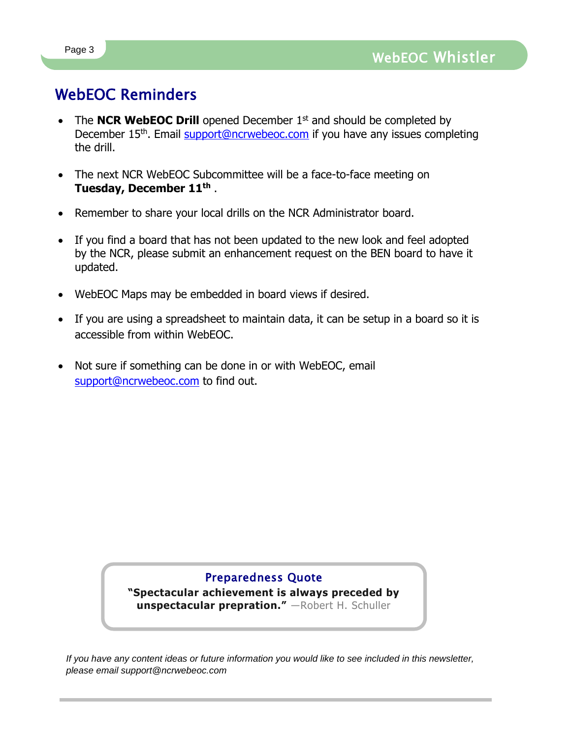## WebEOC Reminders

- The **NCR WebEOC Drill** opened December 1st and should be completed by December 15th. Email support@ncrwebeoc.com if you have any issues completing the drill.
- The next NCR WebEOC Subcommittee will be a face-to-face meeting on **Tuesday, December 11th** .
- Remember to share your local drills on the NCR Administrator board.
- If you find a board that has not been updated to the new look and feel adopted by the NCR, please submit an enhancement request on the BEN board to have it updated.
- WebEOC Maps may be embedded in board views if desired.
- If you are using a spreadsheet to maintain data, it can be setup in a board so it is accessible from within WebEOC.
- Not sure if something can be done in or with WebEOC, email support@ncrwebeoc.com to find out.

### Preparedness Quote

**"Spectacular achievement is always preceded by unspectacular prepration."** —Robert H. Schuller

*If you have any content ideas or future information you would like to see included in this newsletter, please email support@ncrwebeoc.com*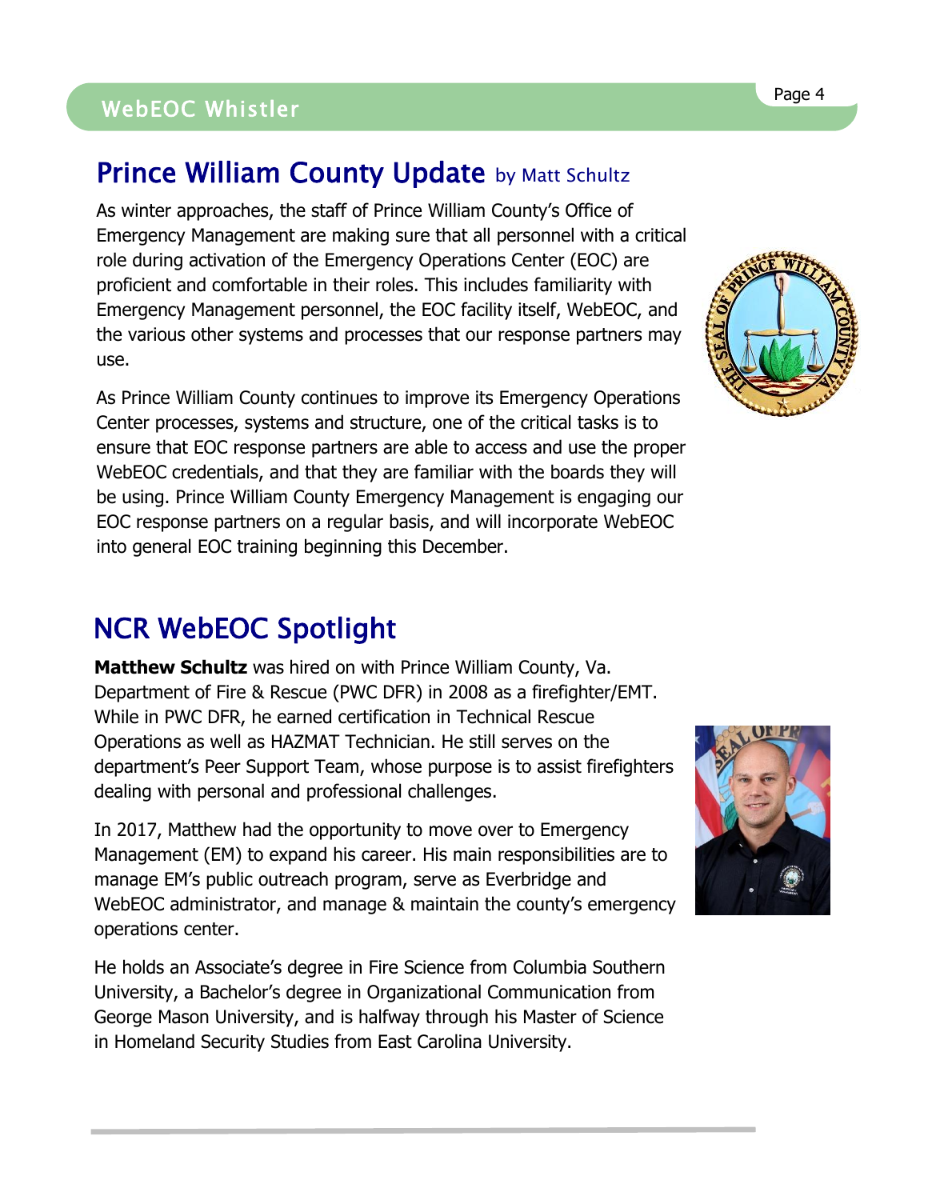## Prince William County Update by Matt Schultz

As winter approaches, the staff of Prince William County's Office of Emergency Management are making sure that all personnel with a critical role during activation of the Emergency Operations Center (EOC) are proficient and comfortable in their roles. This includes familiarity with Emergency Management personnel, the EOC facility itself, WebEOC, and the various other systems and processes that our response partners may use.

As Prince William County continues to improve its Emergency Operations Center processes, systems and structure, one of the critical tasks is to ensure that EOC response partners are able to access and use the proper WebEOC credentials, and that they are familiar with the boards they will be using. Prince William County Emergency Management is engaging our EOC response partners on a regular basis, and will incorporate WebEOC into general EOC training beginning this December.

## NCR WebEOC Spotlight

**Matthew Schultz** was hired on with Prince William County, Va. Department of Fire & Rescue (PWC DFR) in 2008 as a firefighter/EMT. While in PWC DFR, he earned certification in Technical Rescue Operations as well as HAZMAT Technician. He still serves on the department's Peer Support Team, whose purpose is to assist firefighters dealing with personal and professional challenges.

In 2017, Matthew had the opportunity to move over to Emergency Management (EM) to expand his career. His main responsibilities are to manage EM's public outreach program, serve as Everbridge and WebEOC administrator, and manage & maintain the county's emergency operations center.

He holds an Associate's degree in Fire Science from Columbia Southern University, a Bachelor's degree in Organizational Communication from George Mason University, and is halfway through his Master of Science in Homeland Security Studies from East Carolina University.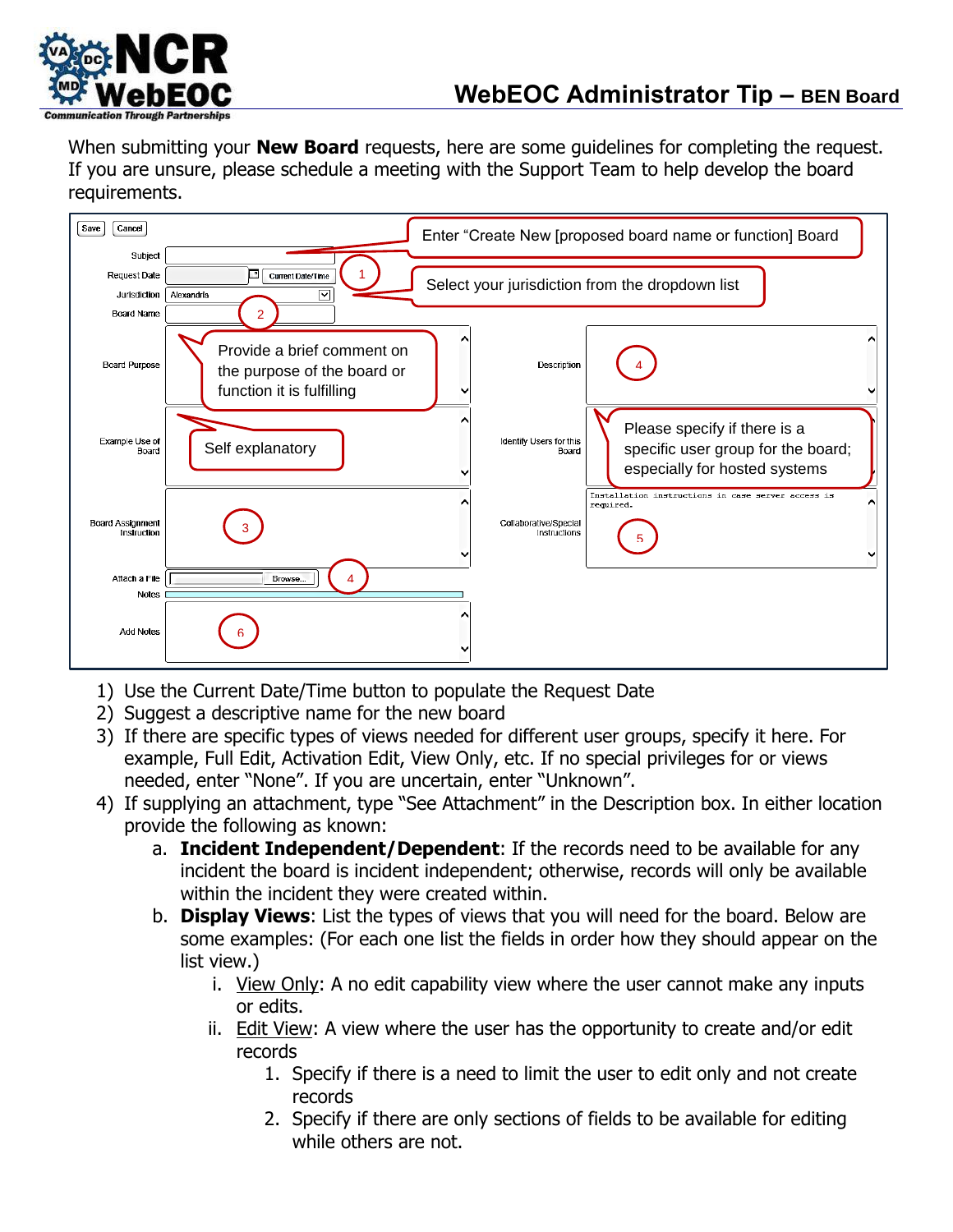# WebEOC Administrator Tip – BEN Board

When submitting your **New Board** requests, here are some guidelines for completing the request. If you are unsure, please schedule a meeting with the Support Team to help develop the board requirements.

Save | Cancel

Subject — Enter "Create New [proposed board name or function] Board

Request Date — Current Date/Time (1)

Jurisdiction — Alexandria — Select your jurisdiction from the dropdown list

Board Name (2)

Board Purpose — Provide a brief comment on the purpose of the board or function it is fulfilling

Description (4)

Example Use of Board — Self explanatory

Identify Users for this Board — Please specify if there is a specific user group for the board; especially for hosted systems

Board Assignment Instruction (3)

Collaborative/Special Instructions — Installation instructions in case server access is required. (5)

Attach a File — Browse... (4)

Notes

Add Notes (6)

1) Use the Current Date/Time button to populate the Request Date
2) Suggest a descriptive name for the new board
3) If there are specific types of views needed for different user groups, specify it here. For example, Full Edit, Activation Edit, View Only, etc. If no special privileges for or views needed, enter "None". If you are uncertain, enter "Unknown".
4) If supplying an attachment, type "See Attachment" in the Description box. In either location provide the following as known:
   a. **Incident Independent/Dependent**: If the records need to be available for any incident the board is incident independent; otherwise, records will only be available within the incident they were created within.
   b. **Display Views**: List the types of views that you will need for the board. Below are some examples: (For each one list the fields in order how they should appear on the list view.)
      i. View Only: A no edit capability view where the user cannot make any inputs or edits.
      ii. Edit View: A view where the user has the opportunity to create and/or edit records
         1. Specify if there is a need to limit the user to edit only and not create records
         2. Specify if there are only sections of fields to be available for editing while others are not.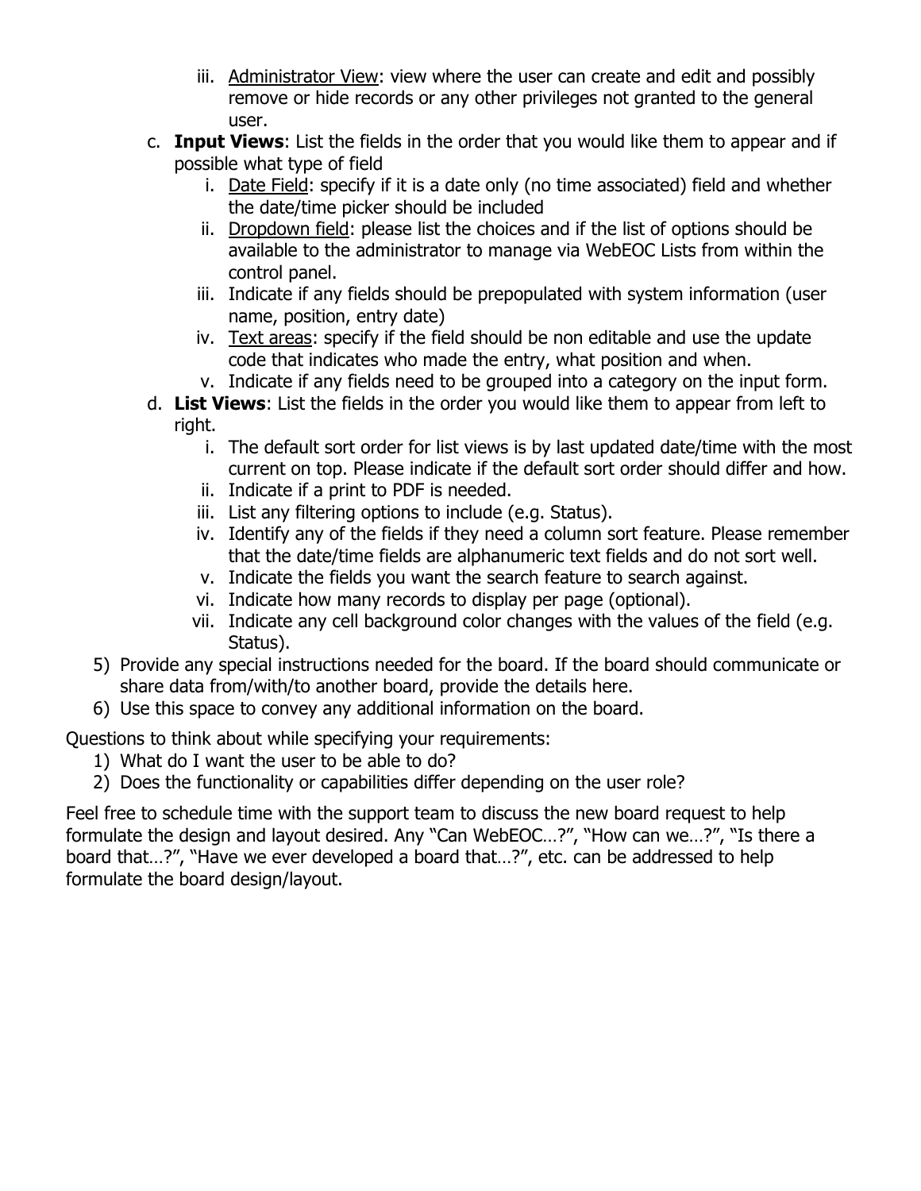iii. <u>Administrator View</u>: view where the user can create and edit and possibly remove or hide records or any other privileges not granted to the general user.

c. **Input Views**: List the fields in the order that you would like them to appear and if possible what type of field
   i. <u>Date Field</u>: specify if it is a date only (no time associated) field and whether the date/time picker should be included
   ii. <u>Dropdown field</u>: please list the choices and if the list of options should be available to the administrator to manage via WebEOC Lists from within the control panel.
   iii. Indicate if any fields should be prepopulated with system information (user name, position, entry date)
   iv. <u>Text areas</u>: specify if the field should be non editable and use the update code that indicates who made the entry, what position and when.
   v. Indicate if any fields need to be grouped into a category on the input form.

d. **List Views**: List the fields in the order you would like them to appear from left to right.
   i. The default sort order for list views is by last updated date/time with the most current on top. Please indicate if the default sort order should differ and how.
   ii. Indicate if a print to PDF is needed.
   iii. List any filtering options to include (e.g. Status).
   iv. Identify any of the fields if they need a column sort feature. Please remember that the date/time fields are alphanumeric text fields and do not sort well.
   v. Indicate the fields you want the search feature to search against.
   vi. Indicate how many records to display per page (optional).
   vii. Indicate any cell background color changes with the values of the field (e.g. Status).

5) Provide any special instructions needed for the board. If the board should communicate or share data from/with/to another board, provide the details here.
6) Use this space to convey any additional information on the board.

Questions to think about while specifying your requirements:

1) What do I want the user to be able to do?
2) Does the functionality or capabilities differ depending on the user role?

Feel free to schedule time with the support team to discuss the new board request to help formulate the design and layout desired. Any "Can WebEOC…?", "How can we…?", "Is there a board that…?", "Have we ever developed a board that…?", etc. can be addressed to help formulate the board design/layout.